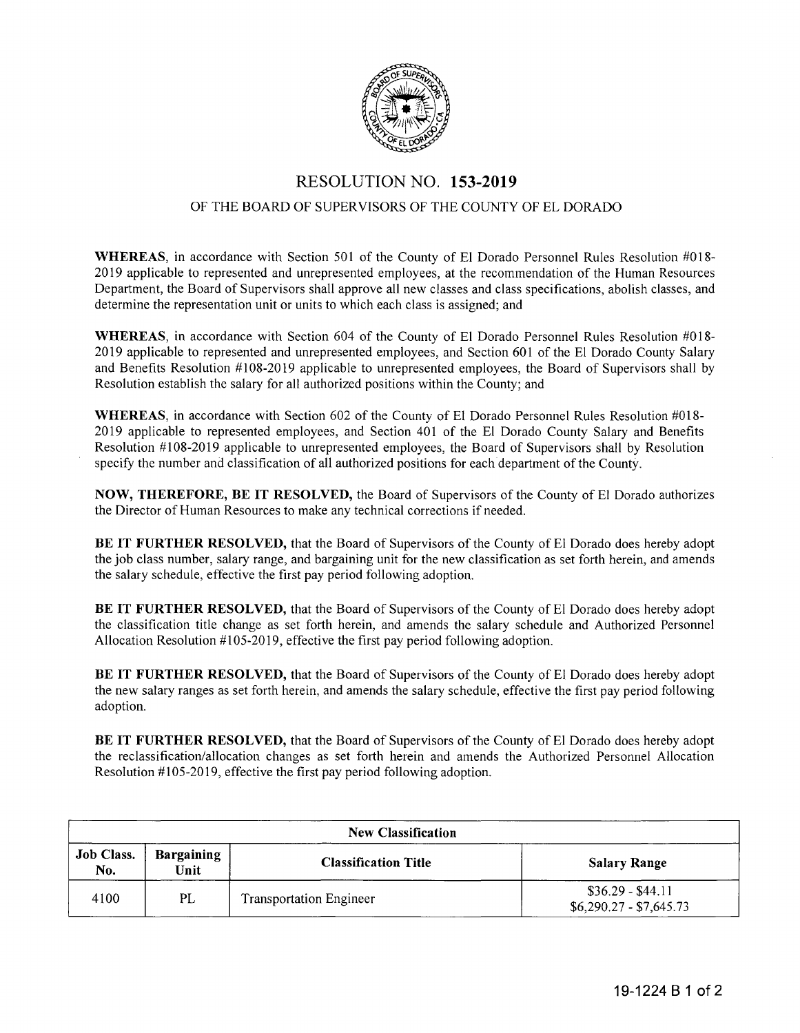# RESOLUTION NO. 153-2019

## OF THE BOARD OF SUPERVISORS OF THE COUNTY OF EL DORADO

**WHEREAS**, in accordance with Section 501 of the County of El Dorado Personnel Rules Resolution #018-2019 applicable to represented and unrepresented employees, at the recommendation of the Human Resources Department, the Board of Supervisors shall approve all new classes and class specifications, abolish classes, and determine the representation unit or units to which each class is assigned; and

**WHEREAS**, in accordance with Section 604 of the County of El Dorado Personnel Rules Resolution #018-2019 applicable to represented and unrepresented employees, and Section 601 of the El Dorado County Salary and Benefits Resolution #108-2019 applicable to unrepresented employees, the Board of Supervisors shall by Resolution establish the salary for all authorized positions within the County; and

**WHEREAS**, in accordance with Section 602 of the County of El Dorado Personnel Rules Resolution #018-2019 applicable to represented employees, and Section 401 of the El Dorado County Salary and Benefits Resolution #108-2019 applicable to unrepresented employees, the Board of Supervisors shall by Resolution specify the number and classification of all authorized positions for each department of the County.

**NOW, THEREFORE, BE IT RESOLVED,** the Board of Supervisors of the County of El Dorado authorizes the Director of Human Resources to make any technical corrections if needed.

**BE IT FURTHER RESOLVED,** that the Board of Supervisors of the County of El Dorado does hereby adopt the job class number, salary range, and bargaining unit for the new classification as set forth herein, and amends the salary schedule, effective the first pay period following adoption.

**BE IT FURTHER RESOLVED,** that the Board of Supervisors of the County of El Dorado does hereby adopt the classification title change as set forth herein, and amends the salary schedule and Authorized Personnel Allocation Resolution #105-2019, effective the first pay period following adoption.

**BE IT FURTHER RESOLVED,** that the Board of Supervisors of the County of El Dorado does hereby adopt the new salary ranges as set forth herein, and amends the salary schedule, effective the first pay period following adoption.

**BE IT FURTHER RESOLVED,** that the Board of Supervisors of the County of El Dorado does hereby adopt the reclassification/allocation changes as set forth herein and amends the Authorized Personnel Allocation Resolution #105-2019, effective the first pay period following adoption.

| New Classification | | | |
|---|---|---|---|
| **Job Class. No.** | **Bargaining Unit** | **Classification Title** | **Salary Range** |
| 4100 | PL | Transportation Engineer | $36.29 - $44.11<br>$6,290.27 - $7,645.73 |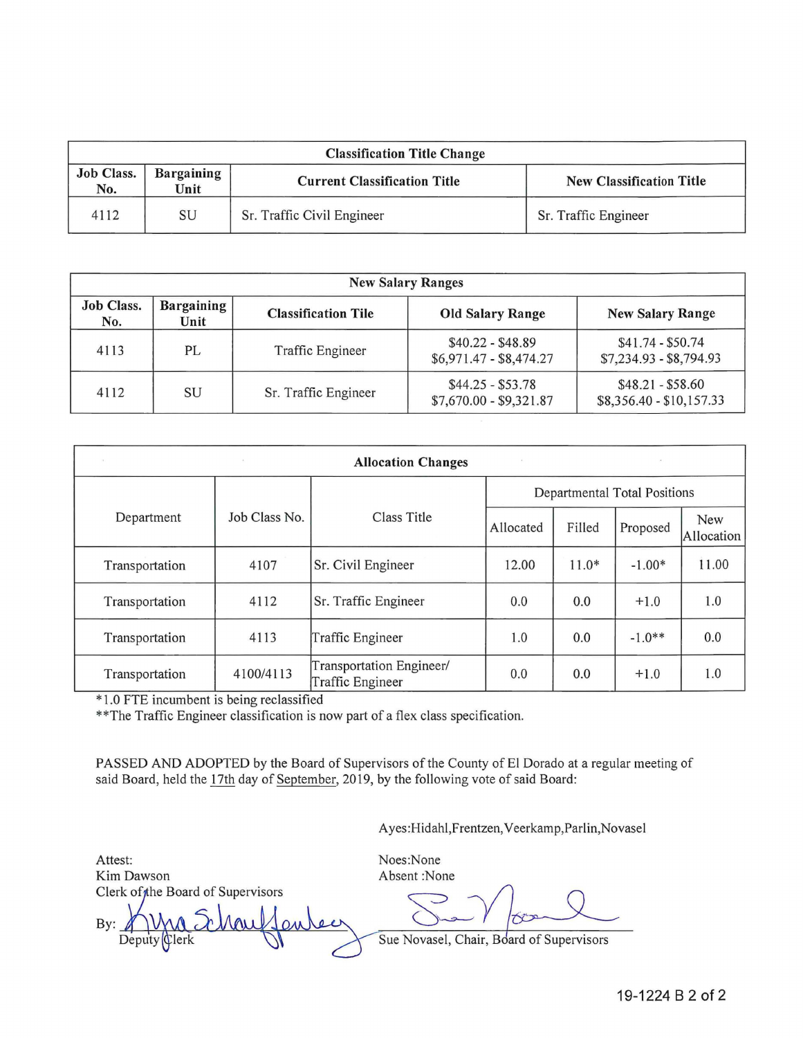| Classification Title Change | | | |
|---|---|---|---|
| Job Class. No. | Bargaining Unit | Current Classification Title | New Classification Title |
| 4112 | SU | Sr. Traffic Civil Engineer | Sr. Traffic Engineer |

| New Salary Ranges | | | | |
|---|---|---|---|---|
| Job Class. No. | Bargaining Unit | Classification Tile | Old Salary Range | New Salary Range |
| 4113 | PL | Traffic Engineer | $40.22 - $48.89<br>$6,971.47 - $8,474.27 | $41.74 - $50.74<br>$7,234.93 - $8,794.93 |
| 4112 | SU | Sr. Traffic Engineer | $44.25 - $53.78<br>$7,670.00 - $9,321.87 | $48.21 - $58.60<br>$8,356.40 - $10,157.33 |

| Allocation Changes | | | | | | |
|---|---|---|---|---|---|---|
| Department | Job Class No. | Class Title | Departmental Total Positions | | | |
| | | | Allocated | Filled | Proposed | New Allocation |
| Transportation | 4107 | Sr. Civil Engineer | 12.00 | 11.0* | -1.00* | 11.00 |
| Transportation | 4112 | Sr. Traffic Engineer | 0.0 | 0.0 | +1.0 | 1.0 |
| Transportation | 4113 | Traffic Engineer | 1.0 | 0.0 | -1.0** | 0.0 |
| Transportation | 4100/4113 | Transportation Engineer/ Traffic Engineer | 0.0 | 0.0 | +1.0 | 1.0 |

*1.0 FTE incumbent is being reclassified

**The Traffic Engineer classification is now part of a flex class specification.

PASSED AND ADOPTED by the Board of Supervisors of the County of El Dorado at a regular meeting of said Board, held the 17th day of September, 2019, by the following vote of said Board:

Ayes:Hidahl,Frentzen,Veerkamp,Parlin,Novasel

Noes:None

Absent :None

Attest:
Kim Dawson
Clerk of the Board of Supervisors

By: ______________________
Deputy Clerk

______________________
Sue Novasel, Chair, Board of Supervisors

19-1224 B 2 of 2